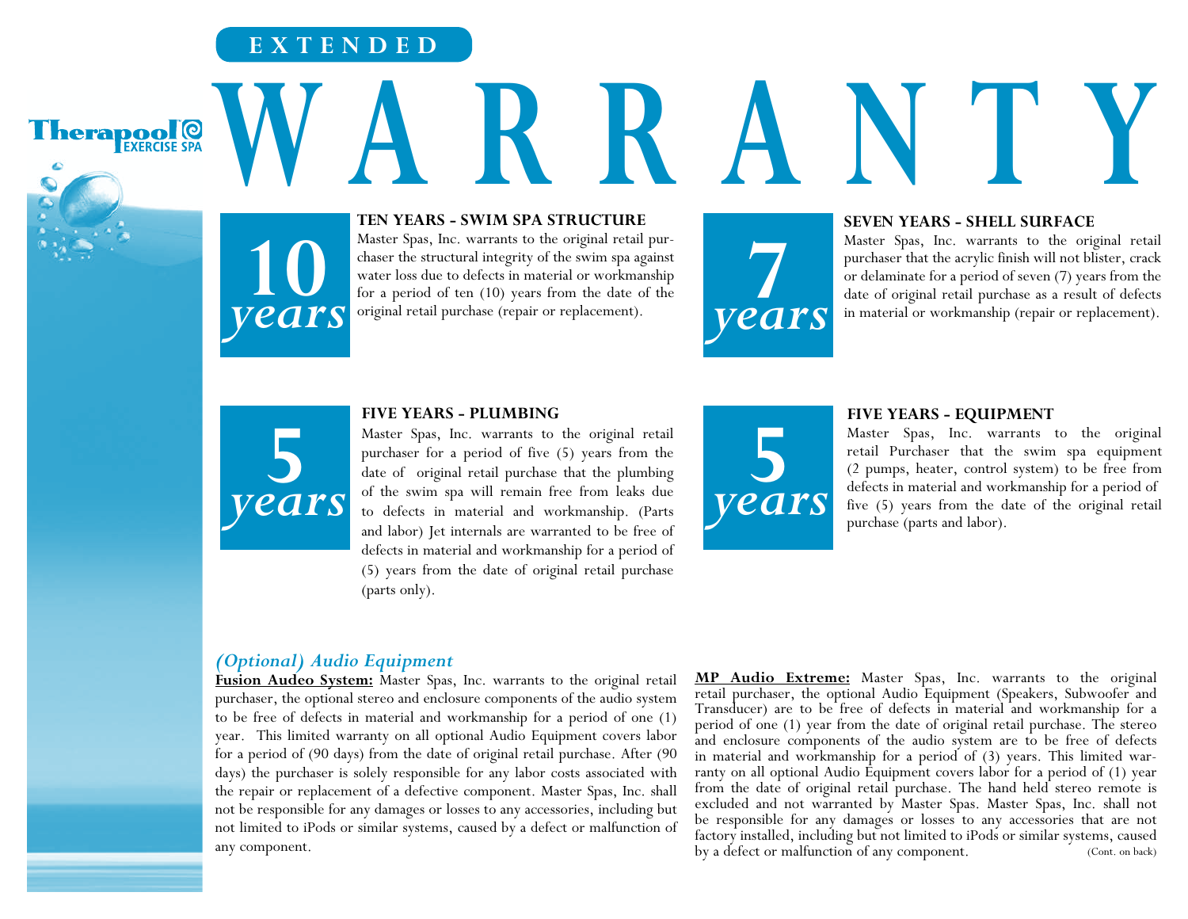Therapool EXERCISE SPA

# EXTENDED WARRANTY

## 10 years

### TEN YEARS - SWIM SPA STRUCTURE

Master Spas, Inc. warrants to the original retail purchaser the structural integrity of the swim spa against water loss due to defects in material or workmanship for a period of ten (10) years from the date of the original retail purchase (repair or replacement).

## 7 years

### SEVEN YEARS - SHELL SURFACE

Master Spas, Inc. warrants to the original retail purchaser that the acrylic finish will not blister, crack or delaminate for a period of seven (7) years from the date of original retail purchase as a result of defects in material or workmanship (repair or replacement).

## 5 years

### FIVE YEARS - PLUMBING

Master Spas, Inc. warrants to the original retail purchaser for a period of five (5) years from the date of original retail purchase that the plumbing of the swim spa will remain free from leaks due to defects in material and workmanship. (Parts and labor) Jet internals are warranted to be free of defects in material and workmanship for a period of (5) years from the date of original retail purchase (parts only).

## 5 years

### FIVE YEARS - EQUIPMENT

Master Spas, Inc. warrants to the original retail Purchaser that the swim spa equipment (2 pumps, heater, control system) to be free from defects in material and workmanship for a period of five (5) years from the date of the original retail purchase (parts and labor).

### *(Optional) Audio Equipment*

**Fusion Audeo System:** Master Spas, Inc. warrants to the original retail purchaser, the optional stereo and enclosure components of the audio system to be free of defects in material and workmanship for a period of one (1) year. This limited warranty on all optional Audio Equipment covers labor for a period of (90 days) from the date of original retail purchase. After (90 days) the purchaser is solely responsible for any labor costs associated with the repair or replacement of a defective component. Master Spas, Inc. shall not be responsible for any damages or losses to any accessories, including but not limited to iPods or similar systems, caused by a defect or malfunction of any component.

**MP Audio Extreme:** Master Spas, Inc. warrants to the original retail purchaser, the optional Audio Equipment (Speakers, Subwoofer and Transducer) are to be free of defects in material and workmanship for a period of one (1) year from the date of original retail purchase. The stereo and enclosure components of the audio system are to be free of defects in material and workmanship for a period of (3) years. This limited warranty on all optional Audio Equipment covers labor for a period of (1) year from the date of original retail purchase. The hand held stereo remote is excluded and not warranted by Master Spas. Master Spas, Inc. shall not be responsible for any damages or losses to any accessories that are not factory installed, including but not limited to iPods or similar systems, caused by a defect or malfunction of any component.

(Cont. on back)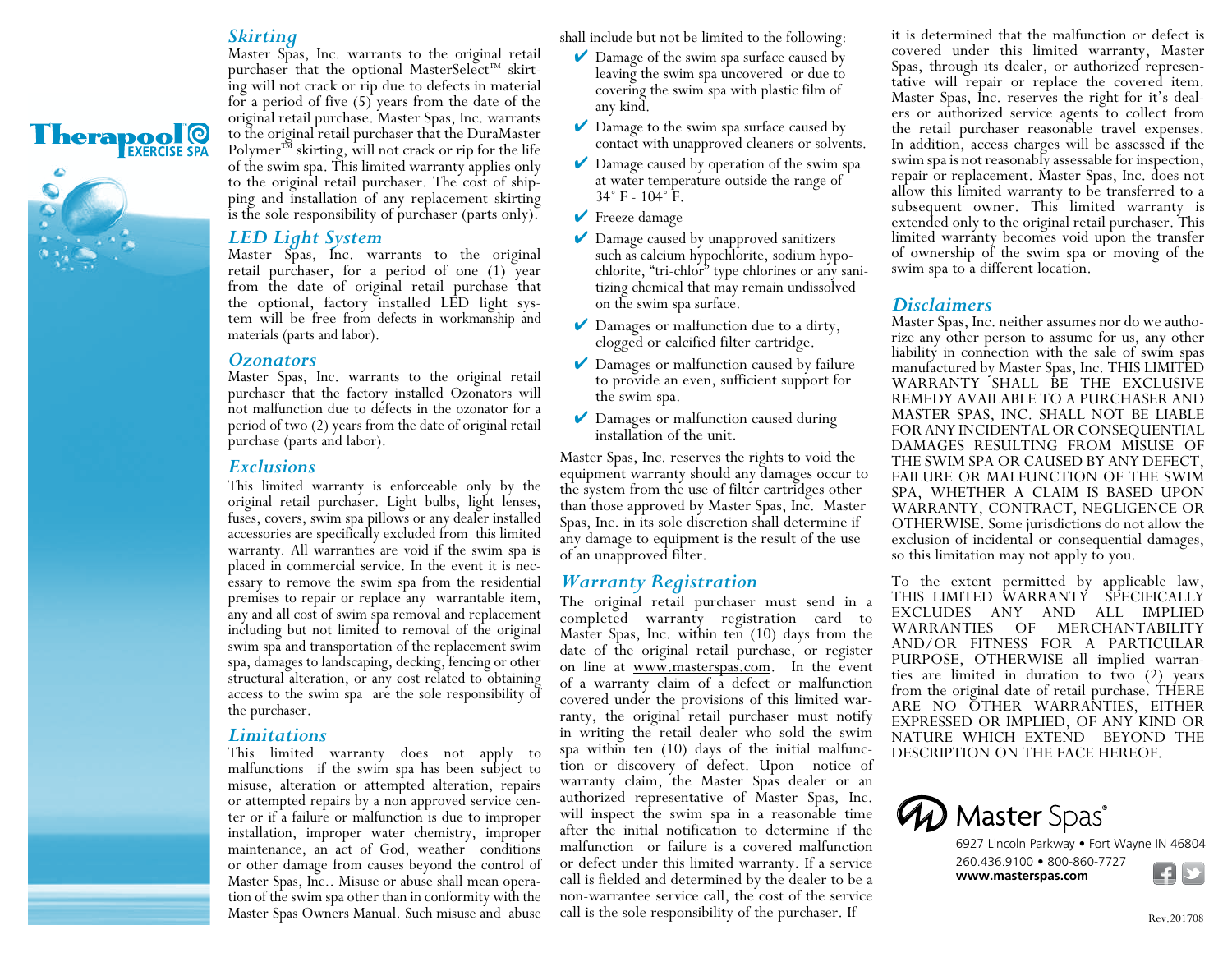Therapool EXERCISE SPA

## Skirting

Master Spas, Inc. warrants to the original retail purchaser that the optional MasterSelect™ skirting will not crack or rip due to defects in material for a period of five (5) years from the date of the original retail purchase. Master Spas, Inc. warrants to the original retail purchaser that the DuraMaster Polymer™ skirting, will not crack or rip for the life of the swim spa. This limited warranty applies only to the original retail purchaser. The cost of shipping and installation of any replacement skirting is the sole responsibility of purchaser (parts only).

## LED Light System

Master Spas, Inc. warrants to the original retail purchaser, for a period of one (1) year from the date of original retail purchase that the optional, factory installed LED light system will be free from defects in workmanship and materials (parts and labor).

## Ozonators

Master Spas, Inc. warrants to the original retail purchaser that the factory installed Ozonators will not malfunction due to defects in the ozonator for a period of two (2) years from the date of original retail purchase (parts and labor).

## Exclusions

This limited warranty is enforceable only by the original retail purchaser. Light bulbs, light lenses, fuses, covers, swim spa pillows or any dealer installed accessories are specifically excluded from this limited warranty. All warranties are void if the swim spa is placed in commercial service. In the event it is necessary to remove the swim spa from the residential premises to repair or replace any warrantable item, any and all cost of swim spa removal and replacement including but not limited to removal of the original swim spa and transportation of the replacement swim spa, damages to landscaping, decking, fencing or other structural alteration, or any cost related to obtaining access to the swim spa are the sole responsibility of the purchaser.

## Limitations

This limited warranty does not apply to malfunctions if the swim spa has been subject to misuse, alteration or attempted alteration, repairs or attempted repairs by a non approved service center or if a failure or malfunction is due to improper installation, improper water chemistry, improper maintenance, an act of God, weather conditions or other damage from causes beyond the control of Master Spas, Inc.. Misuse or abuse shall mean operation of the swim spa other than in conformity with the Master Spas Owners Manual. Such misuse and abuse shall include but not be limited to the following:

- ✔ Damage of the swim spa surface caused by leaving the swim spa uncovered or due to covering the swim spa with plastic film of any kind.
- ✔ Damage to the swim spa surface caused by contact with unapproved cleaners or solvents.
- ✔ Damage caused by operation of the swim spa at water temperature outside the range of 34˚ F - 104˚ F.
- ✔ Freeze damage
- ✔ Damage caused by unapproved sanitizers such as calcium hypochlorite, sodium hypochlorite, “tri-chlor” type chlorines or any sanitizing chemical that may remain undissolved on the swim spa surface.
- ✔ Damages or malfunction due to a dirty, clogged or calcified filter cartridge.
- ✔ Damages or malfunction caused by failure to provide an even, sufficient support for the swim spa.
- ✔ Damages or malfunction caused during installation of the unit.

Master Spas, Inc. reserves the rights to void the equipment warranty should any damages occur to the system from the use of filter cartridges other than those approved by Master Spas, Inc. Master Spas, Inc. in its sole discretion shall determine if any damage to equipment is the result of the use of an unapproved filter.

## Warranty Registration

The original retail purchaser must send in a completed warranty registration card to Master Spas, Inc. within ten (10) days from the date of the original retail purchase, or register on line at www.masterspas.com. In the event of a warranty claim of a defect or malfunction covered under the provisions of this limited warranty, the original retail purchaser must notify in writing the retail dealer who sold the swim spa within ten (10) days of the initial malfunction or discovery of defect. Upon notice of warranty claim, the Master Spas dealer or an authorized representative of Master Spas, Inc. will inspect the swim spa in a reasonable time after the initial notification to determine if the malfunction or failure is a covered malfunction or defect under this limited warranty. If a service call is fielded and determined by the dealer to be a non-warrantee service call, the cost of the service call is the sole responsibility of the purchaser. If it is determined that the malfunction or defect is covered under this limited warranty, Master Spas, through its dealer, or authorized representative will repair or replace the covered item. Master Spas, Inc. reserves the right for it's dealers or authorized service agents to collect from the retail purchaser reasonable travel expenses. In addition, access charges will be assessed if the swim spa is not reasonably assessable for inspection, repair or replacement. Master Spas, Inc. does not allow this limited warranty to be transferred to a subsequent owner. This limited warranty is extended only to the original retail purchaser. This limited warranty becomes void upon the transfer of ownership of the swim spa or moving of the swim spa to a different location.

## Disclaimers

Master Spas, Inc. neither assumes nor do we authorize any other person to assume for us, any other liability in connection with the sale of swim spas manufactured by Master Spas, Inc. THIS LIMITED WARRANTY SHALL BE THE EXCLUSIVE REMEDY AVAILABLE TO A PURCHASER AND MASTER SPAS, INC. SHALL NOT BE LIABLE FOR ANY INCIDENTAL OR CONSEQUENTIAL DAMAGES RESULTING FROM MISUSE OF THE SWIM SPA OR CAUSED BY ANY DEFECT, FAILURE OR MALFUNCTION OF THE SWIM SPA, WHETHER A CLAIM IS BASED UPON WARRANTY, CONTRACT, NEGLIGENCE OR OTHERWISE. Some jurisdictions do not allow the exclusion of incidental or consequential damages, so this limitation may not apply to you.

To the extent permitted by applicable law, THIS LIMITED WARRANTY SPECIFICALLY EXCLUDES ANY AND ALL IMPLIED WARRANTIES OF MERCHANTABILITY AND/OR FITNESS FOR A PARTICULAR PURPOSE, OTHERWISE all implied warranties are limited in duration to two (2) years from the original date of retail purchase. THERE ARE NO OTHER WARRANTIES, EITHER EXPRESSED OR IMPLIED, OF ANY KIND OR NATURE WHICH EXTEND BEYOND THE DESCRIPTION ON THE FACE HEREOF.

Master Spas®

6927 Lincoln Parkway • Fort Wayne IN 46804

260.436.9100 • 800-860-7727

**www.masterspas.com**

Rev.201708